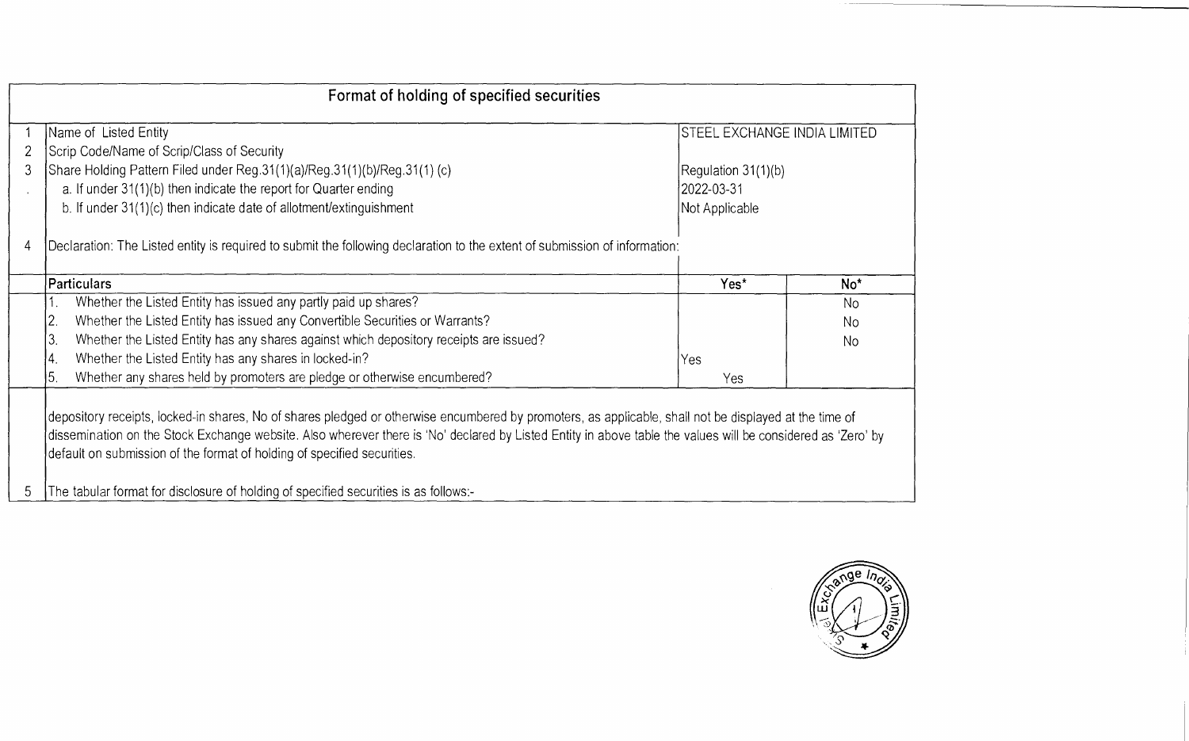# Format of holding of specified securities

| | | |
|---|---|---|
| 1 | Name of Listed Entity | STEEL EXCHANGE INDIA LIMITED |
| 2 | Scrip Code/Name of Scrip/Class of Security | |
| 3 | Share Holding Pattern Filed under Reg.31(1)(a)/Reg.31(1)(b)/Reg.31(1) (c) | Regulation 31(1)(b) |
| . | a. If under 31(1)(b) then indicate the report for Quarter ending | 2022-03-31 |
| | b. If under 31(1)(c) then indicate date of allotment/extinguishment | Not Applicable |
| 4 | Declaration: The Listed entity is required to submit the following declaration to the extent of submission of information: | |

| Particulars | Yes* | No* |
|---|---|---|
| 1. Whether the Listed Entity has issued any partly paid up shares? | | No |
| 2. Whether the Listed Entity has issued any Convertible Securities or Warrants? | | No |
| 3. Whether the Listed Entity has any shares against which depository receipts are issued? | | No |
| 4. Whether the Listed Entity has any shares in locked-in? | Yes | |
| 5. Whether any shares held by promoters are pledge or otherwise encumbered? | Yes | |

depository receipts, locked-in shares, No of shares pledged or otherwise encumbered by promoters, as applicable, shall not be displayed at the time of dissemination on the Stock Exchange website. Also wherever there is 'No' declared by Listed Entity in above table the values will be considered as 'Zero' by default on submission of the format of holding of specified securities.

5 The tabular format for disclosure of holding of specified securities is as follows:-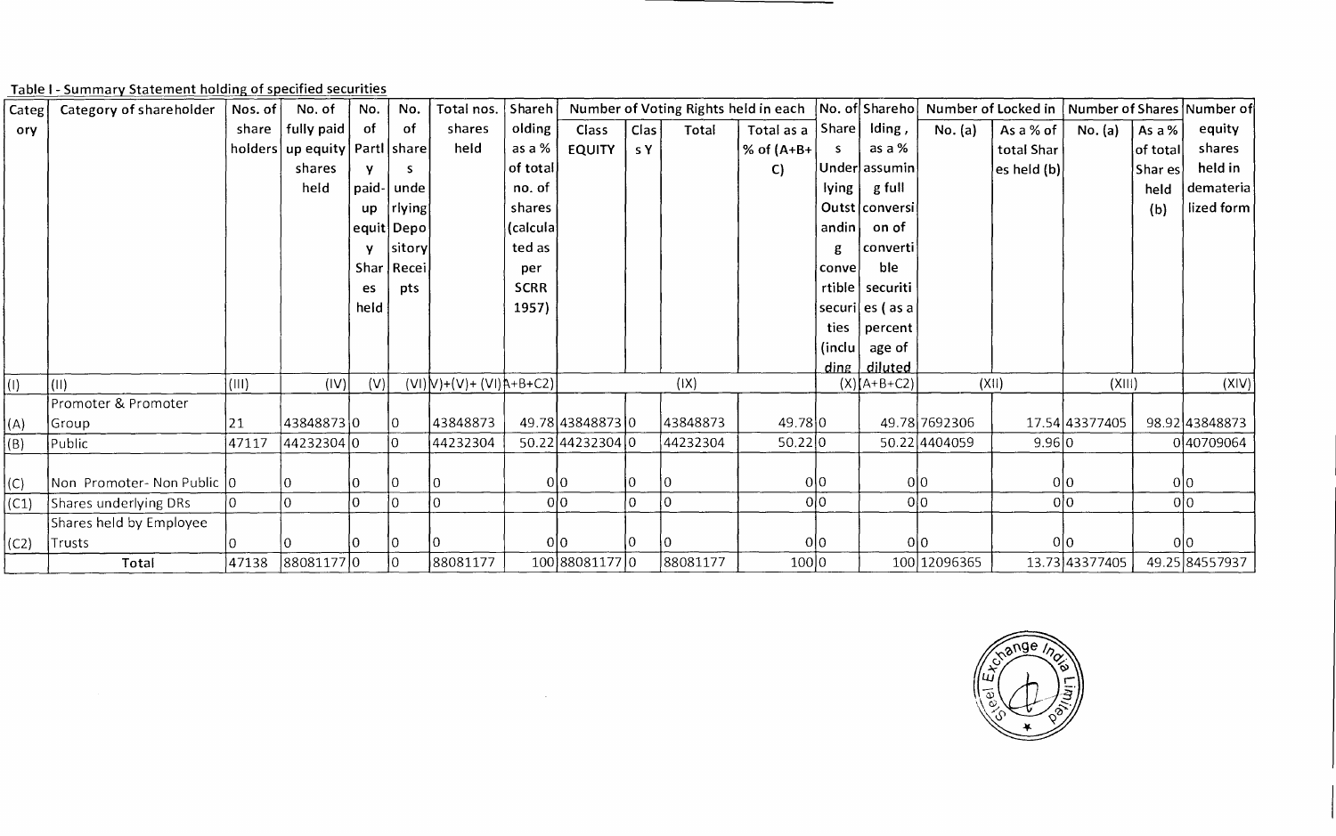Table I - Summary Statement holding of specified securities

| Category | Category of shareholder | Nos. of share holders | No. of fully paid up equity shares held | No. of Partly paid-up equity Shares held | No. of shares underlying Depository Receipts | Total nos. shares held | Shareholding as a % of total no. of shares (calculated as per SCRR 1957) | Number of Voting Rights held in each | | | | No. of Shares Underlying Outstanding convertible securities (including | Shareholding, as a % assuming full conversion of convertible securities (as a percentage of diluted | Number of Locked in | | Number of Shares | | Number of equity shares held in dematerialized form |
|---|---|---|---|---|---|---|---|---|---|---|---|---|---|---|---|---|---|---|
| | | | | | | | | Class EQUITY | Class Y | Total | Total as a % of (A+B+C) | | | No. (a) | As a % of total Shares held (b) | No. (a) | As a % of total Shares held (b) | |
| (I) | (II) | (III) | (IV) | (V) | (VI) | V)+(V)+ (VI) | A+B+C2) | | | (IX) | | | (X) (A+B+C2) | (XII) | | (XIII) | | (XIV) |
| (A) | Promoter & Promoter Group | 21 | 43848873 | 0 | 0 | 43848873 | 49.78 | 43848873 | 0 | 43848873 | 49.78 | 0 | 49.78 | 7692306 | 17.54 | 43377405 | 98.92 | 43848873 |
| (B) | Public | 47117 | 44232304 | 0 | 0 | 44232304 | 50.22 | 44232304 | 0 | 44232304 | 50.22 | 0 | 50.22 | 4404059 | 9.96 | 0 | 0 | 40709064 |
| (C) | Non Promoter- Non Public | 0 | 0 | 0 | 0 | 0 | 0 | 0 | 0 | 0 | 0 | 0 | 0 | 0 | 0 | 0 | 0 | 0 |
| (C1) | Shares underlying DRs | 0 | 0 | 0 | 0 | 0 | 0 | 0 | 0 | 0 | 0 | 0 | 0 | 0 | 0 | 0 | 0 | 0 |
| (C2) | Shares held by Employee Trusts | 0 | 0 | 0 | 0 | 0 | 0 | 0 | 0 | 0 | 0 | 0 | 0 | 0 | 0 | 0 | 0 | 0 |
| | Total | 47138 | 88081177 | 0 | 0 | 88081177 | 100 | 88081177 | 0 | 88081177 | 100 | 0 | 100 | 12096365 | 13.73 | 43377405 | 49.25 | 84557937 |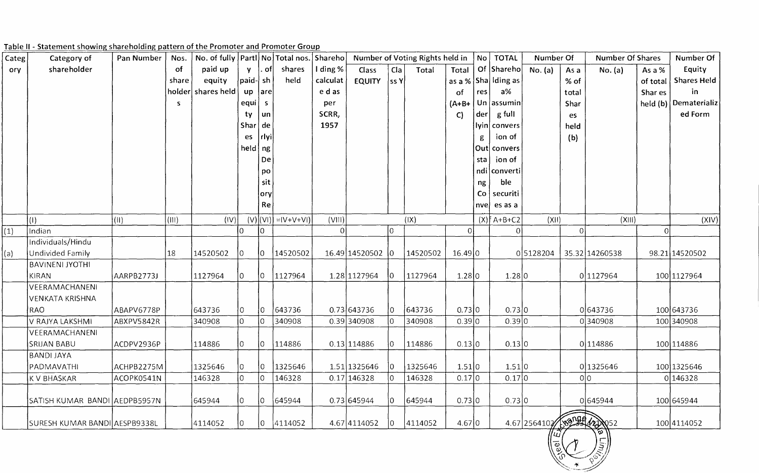Table II - Statement showing shareholding pattern of the Promoter and Promoter Group

| Category | Category of shareholder | Pan Number | Nos. of shareholders | No. of fully paid up equity shares held | Partly paid-up equity Shares held | No. of shares underlying Depository Receipts | Total nos. shares held | Shareholding % calculated as per SCRR, 1957 | Number of Voting Rights held in each class of securities | | | | No Of Shares Underlying Outstanding Convertible securities | TOTAL Shareholding as a% assuming full conversion of convertible securities as a | Number Of Locked in Shares | | Number Of Shares pledged or otherwise encumbered | | Number Of Equity Shares Held in Dematerialized Form |
|---|---|---|---|---|---|---|---|---|---|---|---|---|---|---|---|---|---|---|---|
| | | | | | | | | | Class EQUITY | Class Y | Total | Total as a % of (A+B+C) | | | No. (a) | As a % of total Shares held (b) | No. (a) | As a % of total Shares held (b) | |
| | (I) | (II) | (III) | (IV) | (V) | (VI) | =IV+V+VI) | (VIII) | | | (IX) | | (X) | A+B+C2 | (XII) | | (XIII) | | (XIV) |
| (1) | Indian | | | | 0 | 0 | | 0 | | 0 | | 0 | | 0 | | 0 | | 0 | |
| (a) | Individuals/Hindu Undivided Family | | 18 | 14520502 | 0 | 0 | 14520502 | 16.49 | 14520502 | 0 | 14520502 | 16.49 | 0 | 0 | 5128204 | 35.32 | 14260538 | 98.21 | 14520502 |
| | BAVINENI JYOTHI KIRAN | AARPB2773J | | 1127964 | 0 | 0 | 1127964 | 1.28 | 1127964 | 0 | 1127964 | 1.28 | 0 | 1.28 | 0 | 0 | 1127964 | 100 | 1127964 |
| | VEERAMACHANENI VENKATA KRISHNA RAO | ABAPV6778P | | 643736 | 0 | 0 | 643736 | 0.73 | 643736 | 0 | 643736 | 0.73 | 0 | 0.73 | 0 | 0 | 643736 | 100 | 643736 |
| | V RAJYA LAKSHMI | ABXPV5842R | | 340908 | 0 | 0 | 340908 | 0.39 | 340908 | 0 | 340908 | 0.39 | 0 | 0.39 | 0 | 0 | 340908 | 100 | 340908 |
| | VEERAMACHANENI SRIJAN BABU | ACDPV2936P | | 114886 | 0 | 0 | 114886 | 0.13 | 114886 | 0 | 114886 | 0.13 | 0 | 0.13 | 0 | 0 | 114886 | 100 | 114886 |
| | BANDI JAYA PADMAVATHI | ACHPB2275M | | 1325646 | 0 | 0 | 1325646 | 1.51 | 1325646 | 0 | 1325646 | 1.51 | 0 | 1.51 | 0 | 0 | 1325646 | 100 | 1325646 |
| | K V BHASKAR | ACOPK0541N | | 146328 | 0 | 0 | 146328 | 0.17 | 146328 | 0 | 146328 | 0.17 | 0 | 0.17 | 0 | 0 | 0 | 0 | 146328 |
| | SATISH KUMAR BANDI | AEDPB5957N | | 645944 | 0 | 0 | 645944 | 0.73 | 645944 | 0 | 645944 | 0.73 | 0 | 0.73 | 0 | 0 | 645944 | 100 | 645944 |
| | SURESH KUMAR BANDI | AESPB9338L | | 4114052 | 0 | 0 | 4114052 | 4.67 | 4114052 | 0 | 4114052 | 4.67 | 0 | 4.67 | 2564102 | | 4114052 | 100 | 4114052 |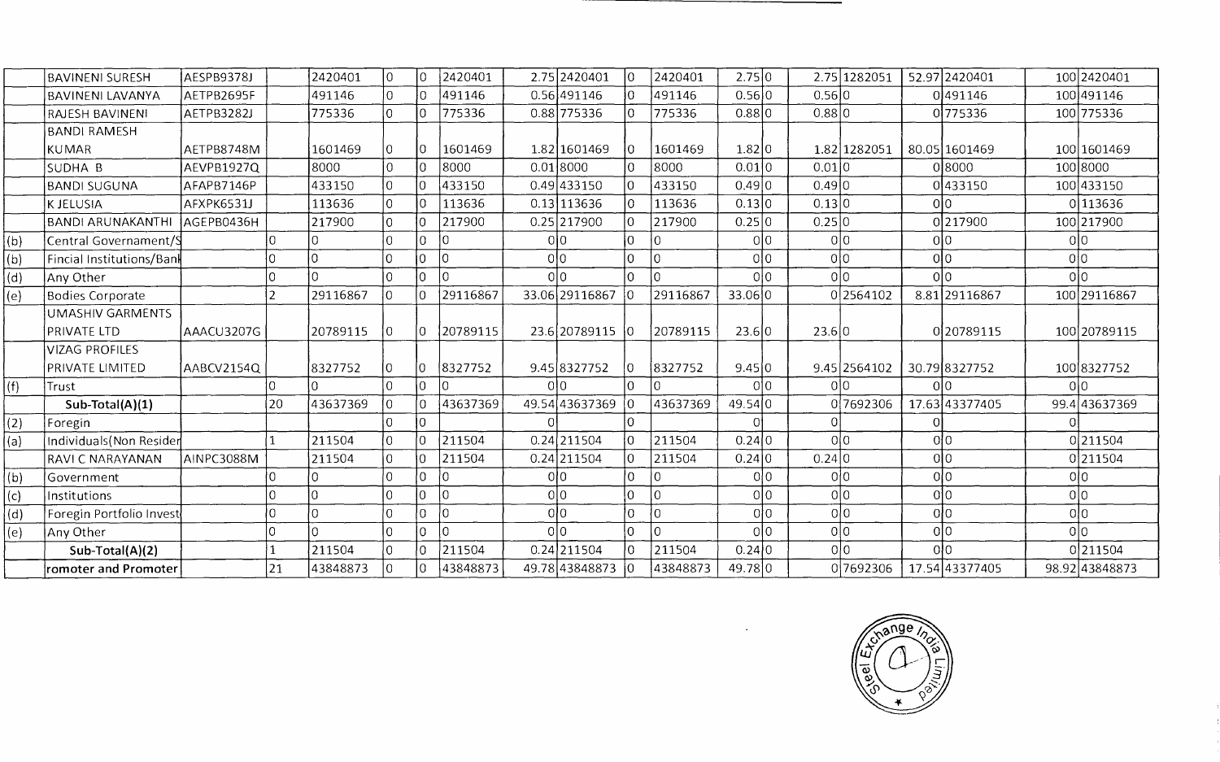| | | | | | | | | | | | | | | | | | | | |
|---|---|---|---|---|---|---|---|---|---|---|---|---|---|---|---|---|---|---|---|
| | BAVINENI SURESH | AESPB9378J | | 2420401 | 0 | 0 | 2420401 | 2.75 | 2420401 | 0 | 2420401 | 2.75 | 0 | 2.75 | 1282051 | 52.97 | 2420401 | 100 | 2420401 |
| | BAVINENI LAVANYA | AETPB2695F | | 491146 | 0 | 0 | 491146 | 0.56 | 491146 | 0 | 491146 | 0.56 | 0 | 0.56 | 0 | 0 | 491146 | 100 | 491146 |
| | RAJESH BAVINENI | AETPB3282J | | 775336 | 0 | 0 | 775336 | 0.88 | 775336 | 0 | 775336 | 0.88 | 0 | 0.88 | 0 | 0 | 775336 | 100 | 775336 |
| | BANDI RAMESH KUMAR | AETPB8748M | | 1601469 | 0 | 0 | 1601469 | 1.82 | 1601469 | 0 | 1601469 | 1.82 | 0 | 1.82 | 1282051 | 80.05 | 1601469 | 100 | 1601469 |
| | SUDHA B | AEVPB1927Q | | 8000 | 0 | 0 | 8000 | 0.01 | 8000 | 0 | 8000 | 0.01 | 0 | 0.01 | 0 | 0 | 8000 | 100 | 8000 |
| | BANDI SUGUNA | AFAPB7146P | | 433150 | 0 | 0 | 433150 | 0.49 | 433150 | 0 | 433150 | 0.49 | 0 | 0.49 | 0 | 0 | 433150 | 100 | 433150 |
| | K JELUSIA | AFXPK6531J | | 113636 | 0 | 0 | 113636 | 0.13 | 113636 | 0 | 113636 | 0.13 | 0 | 0.13 | 0 | 0 | 0 | 0 | 113636 |
| | BANDI ARUNAKANTHI | AGEPB0436H | | 217900 | 0 | 0 | 217900 | 0.25 | 217900 | 0 | 217900 | 0.25 | 0 | 0.25 | 0 | 0 | 217900 | 100 | 217900 |
| (b) | Central Governament/S | | 0 | 0 | 0 | 0 | 0 | 0 | 0 | 0 | 0 | 0 | 0 | 0 | 0 | 0 | 0 | 0 | 0 |
| (b) | Fincial Institutions/Bank | | 0 | 0 | 0 | 0 | 0 | 0 | 0 | 0 | 0 | 0 | 0 | 0 | 0 | 0 | 0 | 0 | 0 |
| (d) | Any Other | | 0 | 0 | 0 | 0 | 0 | 0 | 0 | 0 | 0 | 0 | 0 | 0 | 0 | 0 | 0 | 0 | 0 |
| (e) | Bodies Corporate | | 2 | 29116867 | 0 | 0 | 29116867 | 33.06 | 29116867 | 0 | 29116867 | 33.06 | 0 | 0 | 2564102 | 8.81 | 29116867 | 100 | 29116867 |
| | UMASHIV GARMENTS PRIVATE LTD | AAACU3207G | | 20789115 | 0 | 0 | 20789115 | 23.6 | 20789115 | 0 | 20789115 | 23.6 | 0 | 23.6 | 0 | 0 | 20789115 | 100 | 20789115 |
| | VIZAG PROFILES PRIVATE LIMITED | AABCV2154Q | | 8327752 | 0 | 0 | 8327752 | 9.45 | 8327752 | 0 | 8327752 | 9.45 | 0 | 9.45 | 2564102 | 30.79 | 8327752 | 100 | 8327752 |
| (f) | Trust | | 0 | 0 | 0 | 0 | 0 | 0 | 0 | 0 | 0 | 0 | 0 | 0 | 0 | 0 | 0 | 0 | 0 |
| | **Sub-Total(A)(1)** | | 20 | 43637369 | 0 | 0 | 43637369 | 49.54 | 43637369 | 0 | 43637369 | 49.54 | 0 | 0 | 7692306 | 17.63 | 43377405 | 99.4 | 43637369 |
| (2) | Foregin | | | | 0 | 0 | | 0 | | 0 | | 0 | | 0 | | 0 | | 0 | |
| (a) | Individuals(Non Resider | | 1 | 211504 | 0 | 0 | 211504 | 0.24 | 211504 | 0 | 211504 | 0.24 | 0 | 0 | 0 | 0 | 0 | 0 | 211504 |
| | RAVI C NARAYANAN | AINPC3088M | | 211504 | 0 | 0 | 211504 | 0.24 | 211504 | 0 | 211504 | 0.24 | 0 | 0.24 | 0 | 0 | 0 | 0 | 211504 |
| (b) | Government | | 0 | 0 | 0 | 0 | 0 | 0 | 0 | 0 | 0 | 0 | 0 | 0 | 0 | 0 | 0 | 0 | 0 |
| (c) | Institutions | | 0 | 0 | 0 | 0 | 0 | 0 | 0 | 0 | 0 | 0 | 0 | 0 | 0 | 0 | 0 | 0 | 0 |
| (d) | Foregin Portfolio Invest | | 0 | 0 | 0 | 0 | 0 | 0 | 0 | 0 | 0 | 0 | 0 | 0 | 0 | 0 | 0 | 0 | 0 |
| (e) | Any Other | | 0 | 0 | 0 | 0 | 0 | 0 | 0 | 0 | 0 | 0 | 0 | 0 | 0 | 0 | 0 | 0 | 0 |
| | **Sub-Total(A)(2)** | | 1 | 211504 | 0 | 0 | 211504 | 0.24 | 211504 | 0 | 211504 | 0.24 | 0 | 0 | 0 | 0 | 0 | 0 | 211504 |
| | romoter and Promoter | | 21 | 43848873 | 0 | 0 | 43848873 | 49.78 | 43848873 | 0 | 43848873 | 49.78 | 0 | 0 | 7692306 | 17.54 | 43377405 | 98.92 | 43848873 |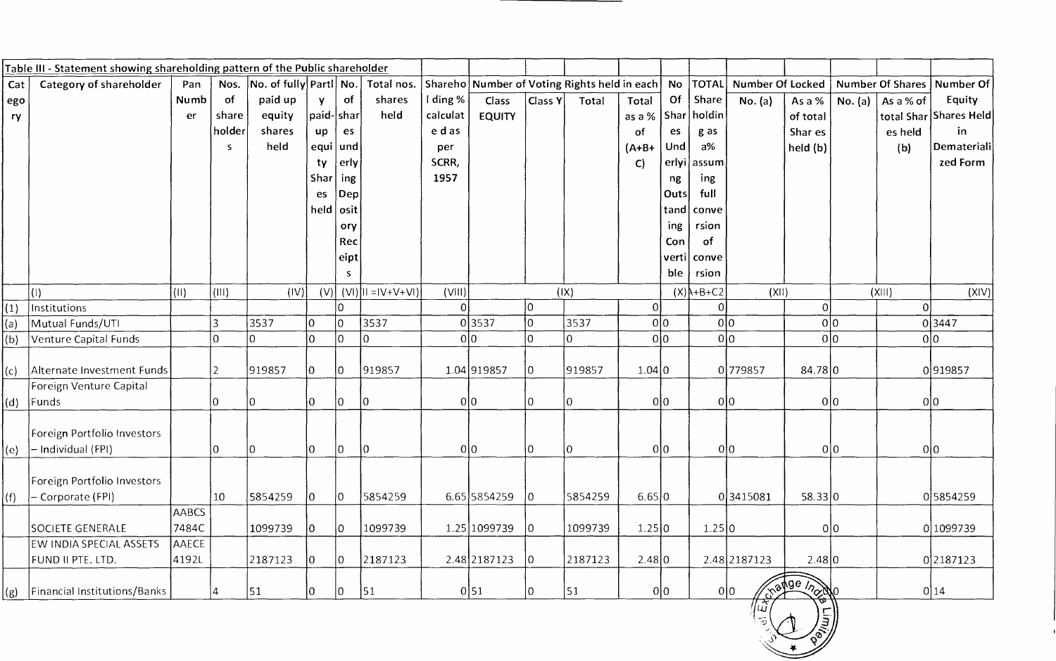Table III - Statement showing shareholding pattern of the Public shareholder

| Category | Category of shareholder | Pan Number | Nos. of shareholders | No. of fully paid up equity shares held | Partly paid-up equity Shares held | No. of shares underlying Depository Receipts | Total nos. shares held | Shareholding % calculated as per SCRR, 1957 | Number of Voting Rights held in each | | | | No Of Shares Underlying Outstanding Convertible | TOTAL Shareholding as a% assuming full conversion of conversion | Number Of Locked | | Number Of Shares | | Number Of Equity Shares Held in Dematerialized Form |
|---|---|---|---|---|---|---|---|---|---|---|---|---|---|---|---|---|---|---|---|
| | | | | | | | | | Class EQUITY | Class Y | Total | Total as a % of (A+B+C) | | | No. (a) | As a % of total Shares held (b) | No. (a) | As a % of total Shares held (b) | |
| | (I) | (II) | (III) | (IV) | (V) | (VI) | (VII) II =IV+V+VI | (VIII) | (IX) | | | | (X) | A+B+C2 | (XII) | | (XIII) | | (XIV) |
| (1) | Institutions | | | | | 0 | | 0 | | 0 | | 0 | | 0 | | 0 | | 0 | |
| (a) | Mutual Funds/UTI | | 3 | 3537 | 0 | 0 | 3537 | 0 | 3537 | 0 | 3537 | 0 | 0 | 0 | 0 | 0 | 0 | 0 | 3447 |
| (b) | Venture Capital Funds | | 0 | 0 | 0 | 0 | 0 | 0 | 0 | 0 | 0 | 0 | 0 | 0 | 0 | 0 | 0 | 0 | 0 |
| (c) | Alternate Investment Funds | | 2 | 919857 | 0 | 0 | 919857 | 1.04 | 919857 | 0 | 919857 | 1.04 | 0 | 0 | 779857 | 84.78 | 0 | 0 | 919857 |
| (d) | Foreign Venture Capital Funds | | 0 | 0 | 0 | 0 | 0 | 0 | 0 | 0 | 0 | 0 | 0 | 0 | 0 | 0 | 0 | 0 | 0 |
| (e) | Foreign Portfolio Investors – Individual (FPI) | | 0 | 0 | 0 | 0 | 0 | 0 | 0 | 0 | 0 | 0 | 0 | 0 | 0 | 0 | 0 | 0 | 0 |
| (f) | Foreign Portfolio Investors – Corporate (FPI) | | 10 | 5854259 | 0 | 0 | 5854259 | 6.65 | 5854259 | 0 | 5854259 | 6.65 | 0 | 0 | 3415081 | 58.33 | 0 | 0 | 5854259 |
| | SOCIETE GENERALE | AABCS7484C | | 1099739 | 0 | 0 | 1099739 | 1.25 | 1099739 | 0 | 1099739 | 1.25 | 0 | 1.25 | 0 | 0 | 0 | 0 | 1099739 |
| | EW INDIA SPECIAL ASSETS FUND II PTE. LTD. | AAECE4192L | | 2187123 | 0 | 0 | 2187123 | 2.48 | 2187123 | 0 | 2187123 | 2.48 | 0 | 2.48 | 2187123 | 2.48 | 0 | 0 | 2187123 |
| (g) | Financial Institutions/Banks | | 4 | 51 | 0 | 0 | 51 | 0 | 51 | 0 | 51 | 0 | 0 | 0 | 0 | | 0 | 0 | 14 |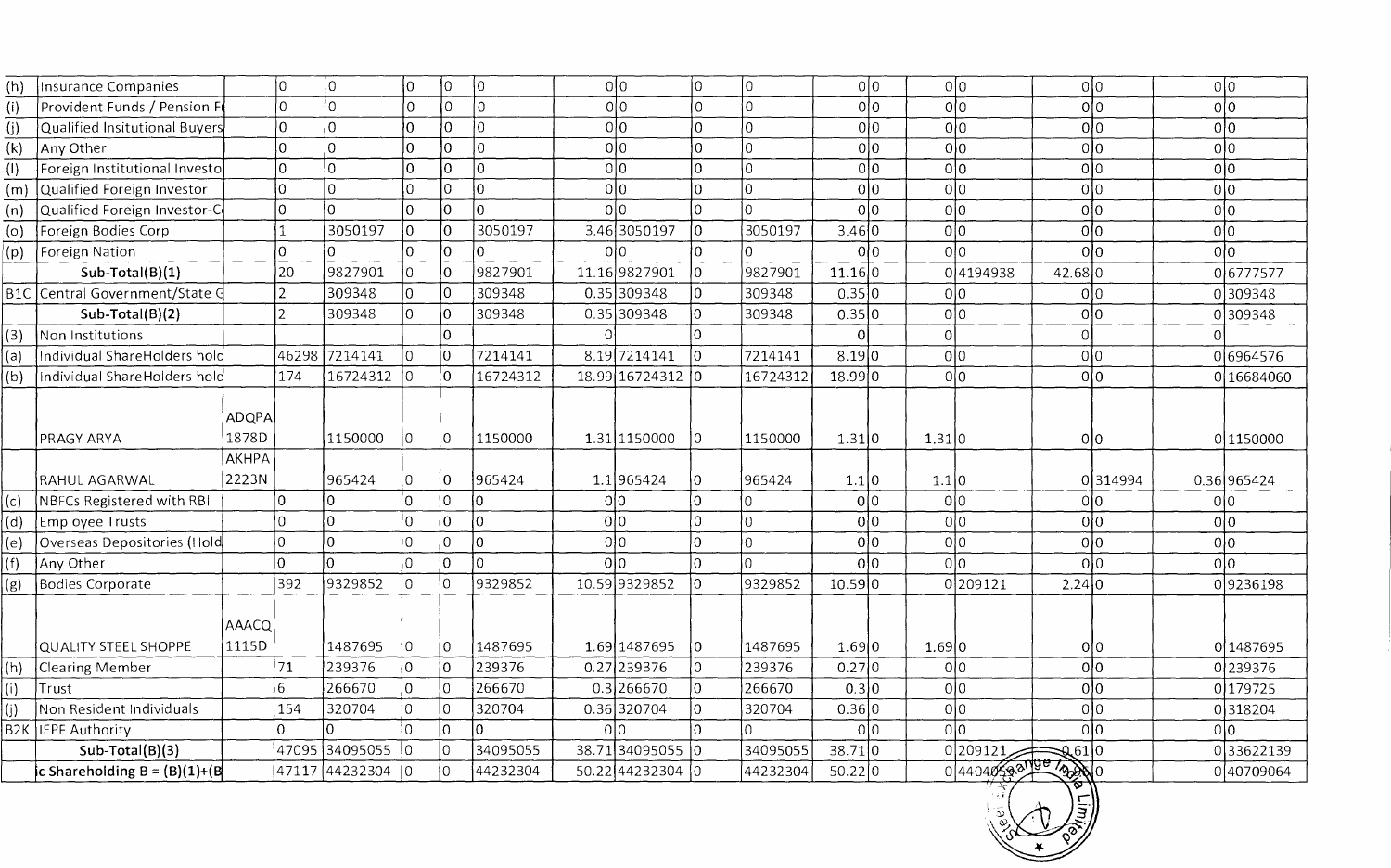| | | | | | | | | | | | | | | | | | | | |
|---|---|---|---|---|---|---|---|---|---|---|---|---|---|---|---|---|---|---|---|
| (h) | Insurance Companies | | 0 | 0 | 0 | 0 | 0 | 0 | 0 | 0 | 0 | 0 | 0 | 0 | 0 | 0 | 0 | 0 | 0 |
| (i) | Provident Funds / Pension Fu | | 0 | 0 | 0 | 0 | 0 | 0 | 0 | 0 | 0 | 0 | 0 | 0 | 0 | 0 | 0 | 0 | 0 |
| (j) | Qualified Insitutional Buyers | | 0 | 0 | 0 | 0 | 0 | 0 | 0 | 0 | 0 | 0 | 0 | 0 | 0 | 0 | 0 | 0 | 0 |
| (k) | Any Other | | 0 | 0 | 0 | 0 | 0 | 0 | 0 | 0 | 0 | 0 | 0 | 0 | 0 | 0 | 0 | 0 | 0 |
| (l) | Foreign Institutional Investo | | 0 | 0 | 0 | 0 | 0 | 0 | 0 | 0 | 0 | 0 | 0 | 0 | 0 | 0 | 0 | 0 | 0 |
| (m) | Qualified Foreign Investor | | 0 | 0 | 0 | 0 | 0 | 0 | 0 | 0 | 0 | 0 | 0 | 0 | 0 | 0 | 0 | 0 | 0 |
| (n) | Qualified Foreign Investor-C | | 0 | 0 | 0 | 0 | 0 | 0 | 0 | 0 | 0 | 0 | 0 | 0 | 0 | 0 | 0 | 0 | 0 |
| (o) | Foreign Bodies Corp | | 1 | 3050197 | 0 | 0 | 3050197 | 3.46 | 3050197 | 0 | 3050197 | 3.46 | 0 | 0 | 0 | 0 | 0 | 0 | 0 |
| (p) | Foreign Nation | | 0 | 0 | 0 | 0 | 0 | 0 | 0 | 0 | 0 | 0 | 0 | 0 | 0 | 0 | 0 | 0 | 0 |
| | **Sub-Total(B)(1)** | | 20 | 9827901 | 0 | 0 | 9827901 | 11.16 | 9827901 | 0 | 9827901 | 11.16 | 0 | 0 | 4194938 | 42.68 | 0 | 0 | 6777577 |
| B1C | Central Government/State G | | 2 | 309348 | 0 | 0 | 309348 | 0.35 | 309348 | 0 | 309348 | 0.35 | 0 | 0 | 0 | 0 | 0 | 0 | 309348 |
| | **Sub-Total(B)(2)** | | 2 | 309348 | 0 | 0 | 309348 | 0.35 | 309348 | 0 | 309348 | 0.35 | 0 | 0 | 0 | 0 | 0 | 0 | 309348 |
| (3) | Non Institutions | | | | | 0 | | 0 | | 0 | | 0 | | 0 | | 0 | | 0 | |
| (a) | Individual ShareHolders hold | | 46298 | 7214141 | 0 | 0 | 7214141 | 8.19 | 7214141 | 0 | 7214141 | 8.19 | 0 | 0 | 0 | 0 | 0 | 0 | 6964576 |
| (b) | Individual ShareHolders hold | | 174 | 16724312 | 0 | 0 | 16724312 | 18.99 | 16724312 | 0 | 16724312 | 18.99 | 0 | 0 | 0 | 0 | 0 | 0 | 16684060 |
| | PRAGY ARYA | ADQPA1878D | | 1150000 | 0 | 0 | 1150000 | 1.31 | 1150000 | 0 | 1150000 | 1.31 | 0 | 1.31 | 0 | 0 | 0 | 0 | 1150000 |
| | RAHUL AGARWAL | AKHPA2223N | | 965424 | 0 | 0 | 965424 | 1.1 | 965424 | 0 | 965424 | 1.1 | 0 | 1.1 | 0 | 0 | 314994 | 0.36 | 965424 |
| (c) | NBFCs Registered with RBI | | 0 | 0 | 0 | 0 | 0 | 0 | 0 | 0 | 0 | 0 | 0 | 0 | 0 | 0 | 0 | 0 | 0 |
| (d) | Employee Trusts | | 0 | 0 | 0 | 0 | 0 | 0 | 0 | 0 | 0 | 0 | 0 | 0 | 0 | 0 | 0 | 0 | 0 |
| (e) | Overseas Depositories (Hold | | 0 | 0 | 0 | 0 | 0 | 0 | 0 | 0 | 0 | 0 | 0 | 0 | 0 | 0 | 0 | 0 | 0 |
| (f) | Any Other | | 0 | 0 | 0 | 0 | 0 | 0 | 0 | 0 | 0 | 0 | 0 | 0 | 0 | 0 | 0 | 0 | 0 |
| (g) | Bodies Corporate | | 392 | 9329852 | 0 | 0 | 9329852 | 10.59 | 9329852 | 0 | 9329852 | 10.59 | 0 | 0 | 209121 | 2.24 | 0 | 0 | 9236198 |
| | QUALITY STEEL SHOPPE | AAACQ1115D | | 1487695 | 0 | 0 | 1487695 | 1.69 | 1487695 | 0 | 1487695 | 1.69 | 0 | 1.69 | 0 | 0 | 0 | 0 | 1487695 |
| (h) | Clearing Member | | 71 | 239376 | 0 | 0 | 239376 | 0.27 | 239376 | 0 | 239376 | 0.27 | 0 | 0 | 0 | 0 | 0 | 0 | 239376 |
| (i) | Trust | | 6 | 266670 | 0 | 0 | 266670 | 0.3 | 266670 | 0 | 266670 | 0.3 | 0 | 0 | 0 | 0 | 0 | 0 | 179725 |
| (j) | Non Resident Individuals | | 154 | 320704 | 0 | 0 | 320704 | 0.36 | 320704 | 0 | 320704 | 0.36 | 0 | 0 | 0 | 0 | 0 | 0 | 318204 |
| B2K | IEPF Authority | | 0 | 0 | 0 | 0 | 0 | 0 | 0 | 0 | 0 | 0 | 0 | 0 | 0 | 0 | 0 | 0 | 0 |
| | **Sub-Total(B)(3)** | | 47095 | 34095055 | 0 | 0 | 34095055 | 38.71 | 34095055 | 0 | 34095055 | 38.71 | 0 | 0 | 209121 | 0.61 | 0 | 0 | 33622139 |
| | ic Shareholding B = (B)(1)+(B | | 47117 | 44232304 | 0 | 0 | 44232304 | 50.22 | 44232304 | 0 | 44232304 | 50.22 | 0 | 0 | 4404059 | | 0 | 0 | 40709064 |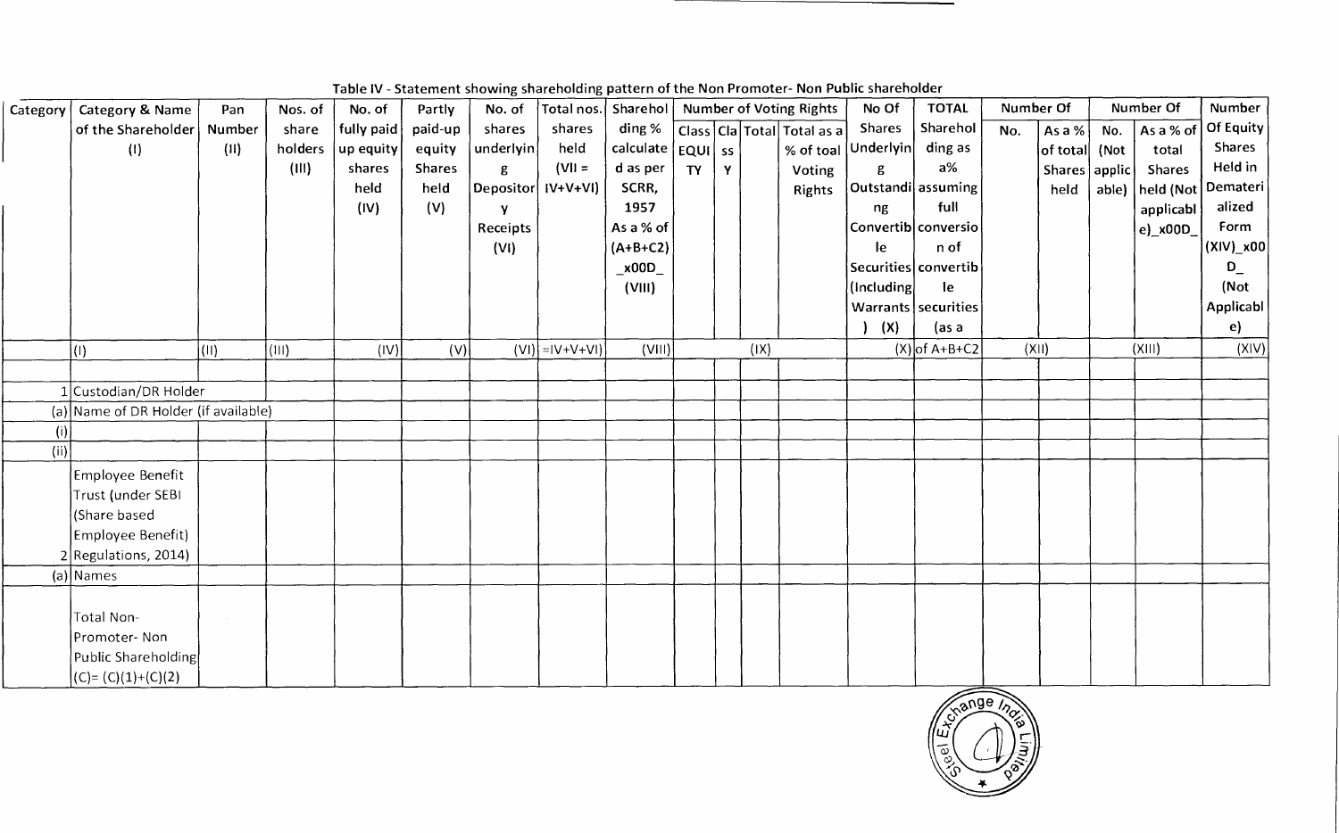Table IV - Statement showing shareholding pattern of the Non Promoter- Non Public shareholder

| Category | Category & Name of the Shareholder (I) | Pan Number (II) | Nos. of share holders (III) | No. of fully paid up equity shares held (IV) | Partly paid-up equity Shares held (V) | No. of shares underlying Depository Receipts (VI) | Total nos. shares held (VII = IV+V+VI) | Shareholding % calculated as per SCRR, 1957 As a % of (A+B+C2) _x00D_ (VIII) | Number of Voting Rights | | | | No Of Shares Underlying Outstanding Convertible Securities (Including Warrants) (X) | TOTAL Shareholding as a% assuming full conversion of convertible securities (as a | Number Of | | Number Of | | Number Of Equity Shares Held in Dematerialized Form (XIV)_x00D_ (Not Applicable) |
|---|---|---|---|---|---|---|---|---|---|---|---|---|---|---|---|---|---|---|---|
| | | | | | | | | | Class EQUITY | Class Y | Total | Total as a % of toal Voting Rights | | | No. | As a % of total Shares held | No. (Not applicable) | As a % of total Shares held (Not applicable)_x00D_ | |
| | (I) | (II) | (III) | (IV) | (V) | (VI) | =IV+V+VI) | (VIII) | | | (IX) | | | (X) of A+B+C2 | (XII) | | (XIII) | | (XIV) |
| | | | | | | | | | | | | | | | | | | | |
| 1 | Custodian/DR Holder | | | | | | | | | | | | | | | | | | |
| (a) | Name of DR Holder (if available) | | | | | | | | | | | | | | | | | | |
| (i) | | | | | | | | | | | | | | | | | | | |
| (ii) | | | | | | | | | | | | | | | | | | | |
| 2 | Employee Benefit Trust (under SEBI (Share based Employee Benefit) Regulations, 2014) | | | | | | | | | | | | | | | | | | |
| (a) | Names | | | | | | | | | | | | | | | | | | |
| | Total Non-Promoter- Non Public Shareholding (C)= (C)(1)+(C)(2) | | | | | | | | | | | | | | | | | | |